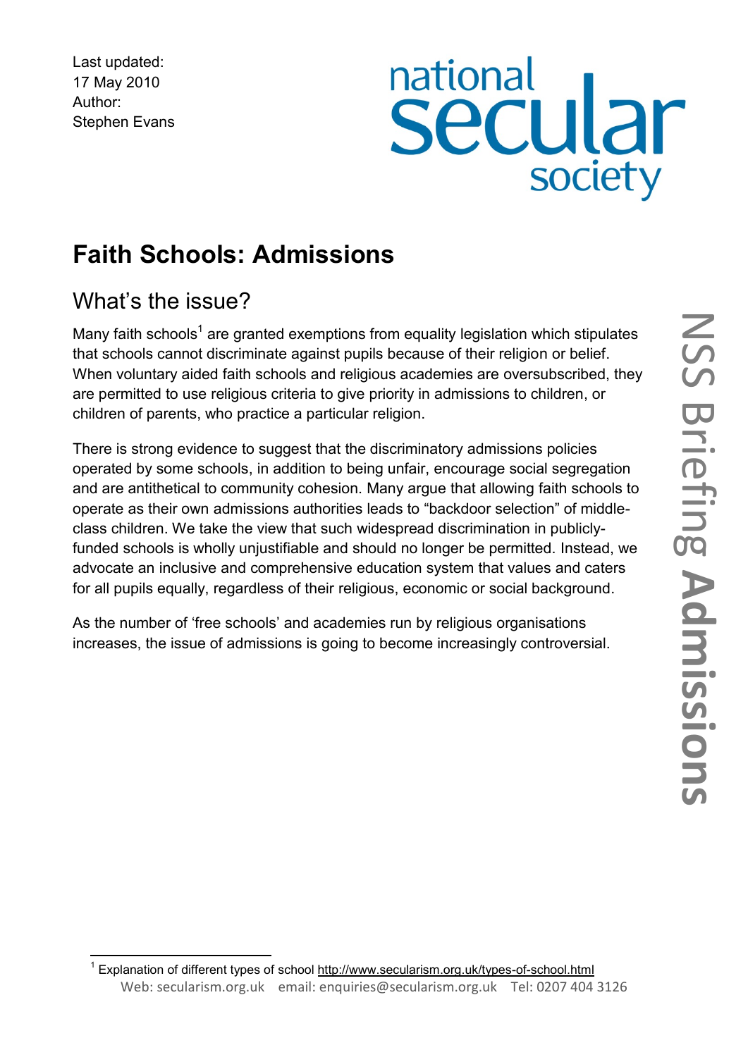Last updated:
17 May 2010
Author:
Stephen Evans

national secular society

# Faith Schools: Admissions

## What's the issue?

Many faith schools[1] are granted exemptions from equality legislation which stipulates that schools cannot discriminate against pupils because of their religion or belief. When voluntary aided faith schools and religious academies are oversubscribed, they are permitted to use religious criteria to give priority in admissions to children, or children of parents, who practice a particular religion.

There is strong evidence to suggest that the discriminatory admissions policies operated by some schools, in addition to being unfair, encourage social segregation and are antithetical to community cohesion. Many argue that allowing faith schools to operate as their own admissions authorities leads to "backdoor selection" of middle-class children. We take the view that such widespread discrimination in publicly-funded schools is wholly unjustifiable and should no longer be permitted. Instead, we advocate an inclusive and comprehensive education system that values and caters for all pupils equally, regardless of their religious, economic or social background.

As the number of 'free schools' and academies run by religious organisations increases, the issue of admissions is going to become increasingly controversial.

[1] Explanation of different types of school http://www.secularism.org.uk/types-of-school.html

Web: secularism.org.uk email: enquiries@secularism.org.uk Tel: 0207 404 3126

NSS Briefing **Admissions**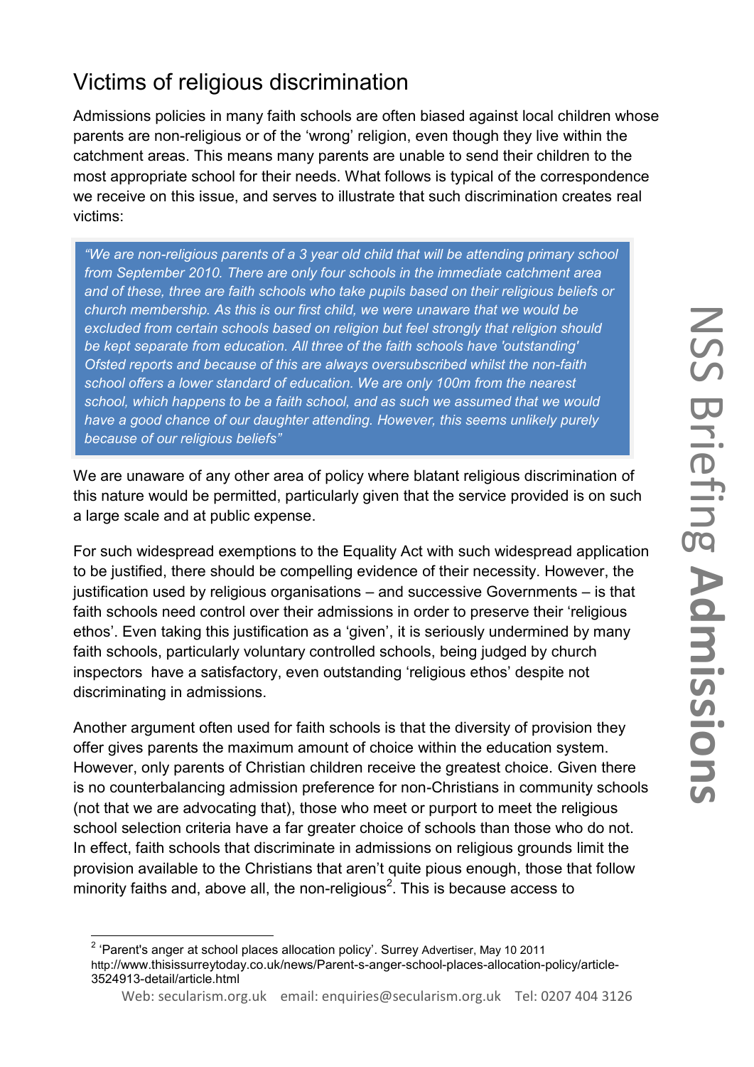## Victims of religious discrimination

Admissions policies in many faith schools are often biased against local children whose parents are non-religious or of the 'wrong' religion, even though they live within the catchment areas. This means many parents are unable to send their children to the most appropriate school for their needs. What follows is typical of the correspondence we receive on this issue, and serves to illustrate that such discrimination creates real victims:

> *"We are non-religious parents of a 3 year old child that will be attending primary school from September 2010. There are only four schools in the immediate catchment area and of these, three are faith schools who take pupils based on their religious beliefs or church membership. As this is our first child, we were unaware that we would be excluded from certain schools based on religion but feel strongly that religion should be kept separate from education. All three of the faith schools have 'outstanding' Ofsted reports and because of this are always oversubscribed whilst the non-faith school offers a lower standard of education. We are only 100m from the nearest school, which happens to be a faith school, and as such we assumed that we would have a good chance of our daughter attending. However, this seems unlikely purely because of our religious beliefs"*

We are unaware of any other area of policy where blatant religious discrimination of this nature would be permitted, particularly given that the service provided is on such a large scale and at public expense.

For such widespread exemptions to the Equality Act with such widespread application to be justified, there should be compelling evidence of their necessity. However, the justification used by religious organisations – and successive Governments – is that faith schools need control over their admissions in order to preserve their 'religious ethos'. Even taking this justification as a 'given', it is seriously undermined by many faith schools, particularly voluntary controlled schools, being judged by church inspectors have a satisfactory, even outstanding 'religious ethos' despite not discriminating in admissions.

Another argument often used for faith schools is that the diversity of provision they offer gives parents the maximum amount of choice within the education system. However, only parents of Christian children receive the greatest choice. Given there is no counterbalancing admission preference for non-Christians in community schools (not that we are advocating that), those who meet or purport to meet the religious school selection criteria have a far greater choice of schools than those who do not. In effect, faith schools that discriminate in admissions on religious grounds limit the provision available to the Christians that aren't quite pious enough, those that follow minority faiths and, above all, the non-religious[2]. This is because access to

[2] 'Parent's anger at school places allocation policy'. Surrey Advertiser, May 10 2011 http://www.thisissurreytoday.co.uk/news/Parent-s-anger-school-places-allocation-policy/article-3524913-detail/article.html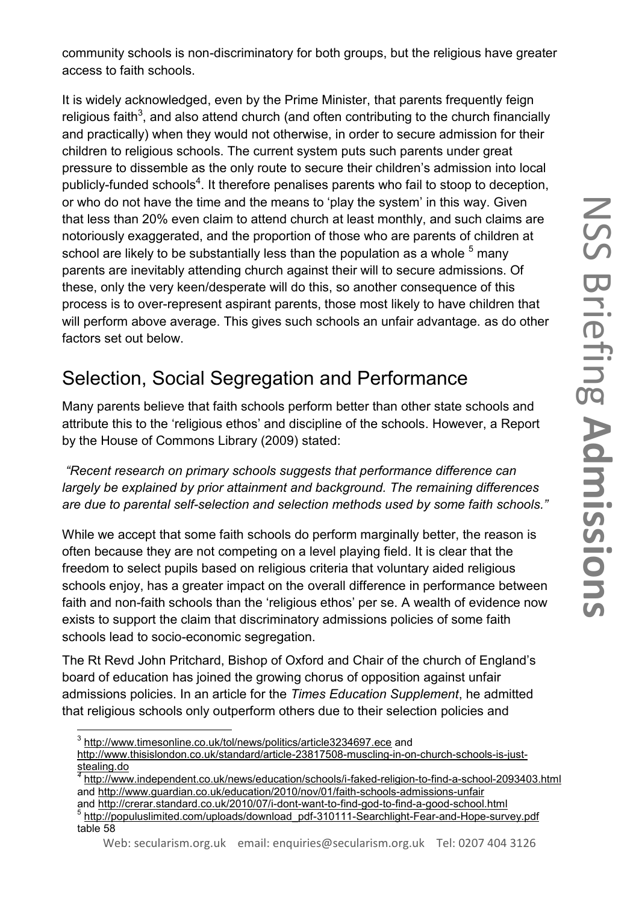community schools is non-discriminatory for both groups, but the religious have greater access to faith schools.

It is widely acknowledged, even by the Prime Minister, that parents frequently feign religious faith[3], and also attend church (and often contributing to the church financially and practically) when they would not otherwise, in order to secure admission for their children to religious schools. The current system puts such parents under great pressure to dissemble as the only route to secure their children's admission into local publicly-funded schools[4]. It therefore penalises parents who fail to stoop to deception, or who do not have the time and the means to 'play the system' in this way. Given that less than 20% even claim to attend church at least monthly, and such claims are notoriously exaggerated, and the proportion of those who are parents of children at school are likely to be substantially less than the population as a whole [5] many parents are inevitably attending church against their will to secure admissions. Of these, only the very keen/desperate will do this, so another consequence of this process is to over-represent aspirant parents, those most likely to have children that will perform above average. This gives such schools an unfair advantage. as do other factors set out below.

## Selection, Social Segregation and Performance

Many parents believe that faith schools perform better than other state schools and attribute this to the 'religious ethos' and discipline of the schools. However, a Report by the House of Commons Library (2009) stated:

*"Recent research on primary schools suggests that performance difference can largely be explained by prior attainment and background. The remaining differences are due to parental self-selection and selection methods used by some faith schools."*

While we accept that some faith schools do perform marginally better, the reason is often because they are not competing on a level playing field. It is clear that the freedom to select pupils based on religious criteria that voluntary aided religious schools enjoy, has a greater impact on the overall difference in performance between faith and non-faith schools than the 'religious ethos' per se. A wealth of evidence now exists to support the claim that discriminatory admissions policies of some faith schools lead to socio-economic segregation.

The Rt Revd John Pritchard, Bishop of Oxford and Chair of the church of England's board of education has joined the growing chorus of opposition against unfair admissions policies. In an article for the *Times Education Supplement*, he admitted that religious schools only outperform others due to their selection policies and

---

[3] http://www.timesonline.co.uk/tol/news/politics/article3234697.ece and http://www.thisislondon.co.uk/standard/article-23817508-muscling-in-on-church-schools-is-just-stealing.do

[4] http://www.independent.co.uk/news/education/schools/i-faked-religion-to-find-a-school-2093403.html and http://www.guardian.co.uk/education/2010/nov/01/faith-schools-admissions-unfair and http://crerar.standard.co.uk/2010/07/i-dont-want-to-find-god-to-find-a-good-school.html

[5] http://populuslimited.com/uploads/download_pdf-310111-Searchlight-Fear-and-Hope-survey.pdf table 58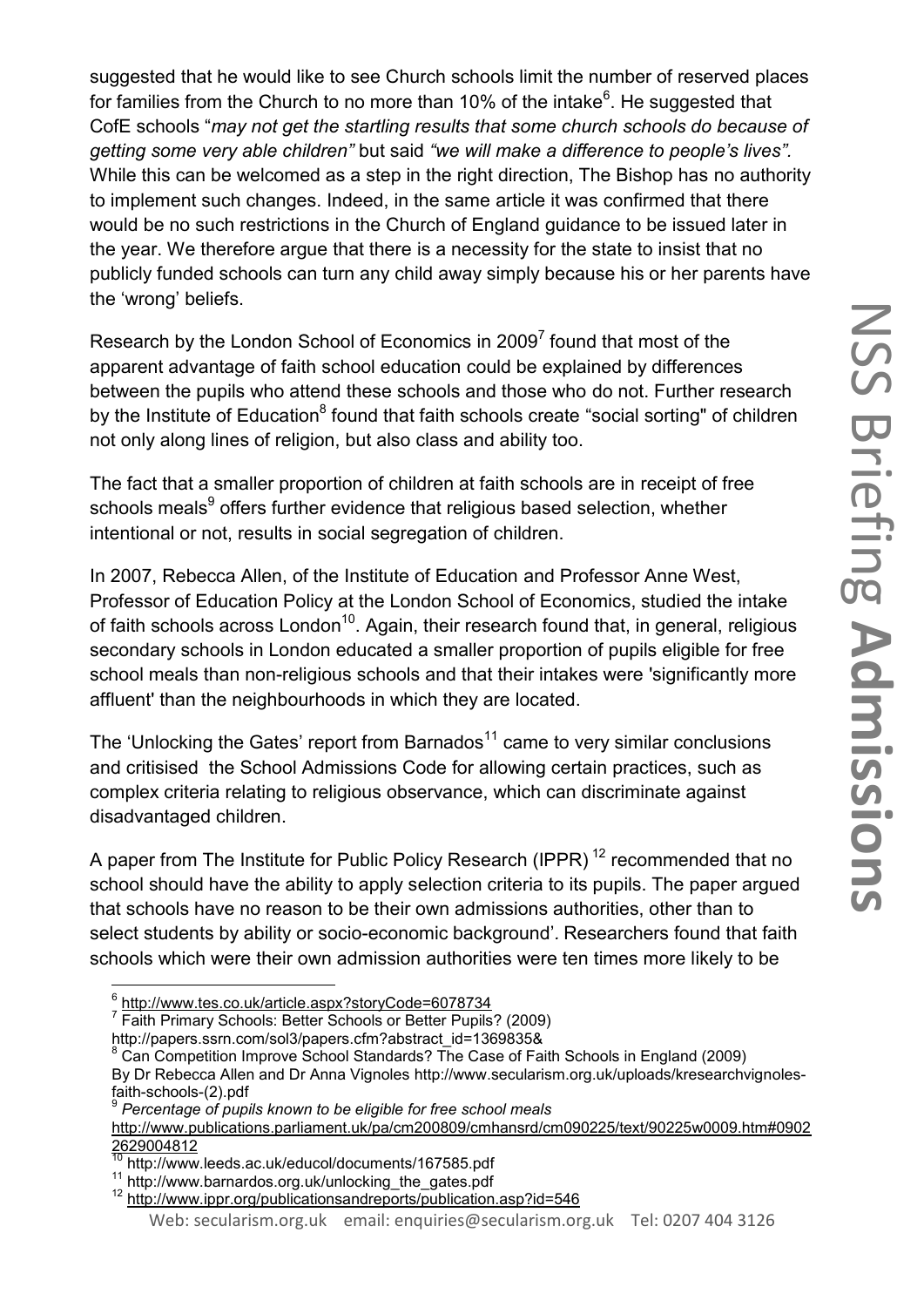suggested that he would like to see Church schools limit the number of reserved places for families from the Church to no more than 10% of the intake[6]. He suggested that CofE schools "*may not get the startling results that some church schools do because of getting some very able children"* but said *"we will make a difference to people's lives".* While this can be welcomed as a step in the right direction, The Bishop has no authority to implement such changes. Indeed, in the same article it was confirmed that there would be no such restrictions in the Church of England guidance to be issued later in the year. We therefore argue that there is a necessity for the state to insist that no publicly funded schools can turn any child away simply because his or her parents have the 'wrong' beliefs.

Research by the London School of Economics in 2009[7] found that most of the apparent advantage of faith school education could be explained by differences between the pupils who attend these schools and those who do not. Further research by the Institute of Education[8] found that faith schools create "social sorting" of children not only along lines of religion, but also class and ability too.

The fact that a smaller proportion of children at faith schools are in receipt of free schools meals[9] offers further evidence that religious based selection, whether intentional or not, results in social segregation of children.

In 2007, Rebecca Allen, of the Institute of Education and Professor Anne West, Professor of Education Policy at the London School of Economics, studied the intake of faith schools across London[10]. Again, their research found that, in general, religious secondary schools in London educated a smaller proportion of pupils eligible for free school meals than non-religious schools and that their intakes were 'significantly more affluent' than the neighbourhoods in which they are located.

The 'Unlocking the Gates' report from Barnados[11] came to very similar conclusions and critisised the School Admissions Code for allowing certain practices, such as complex criteria relating to religious observance, which can discriminate against disadvantaged children.

A paper from The Institute for Public Policy Research (IPPR)[12] recommended that no school should have the ability to apply selection criteria to its pupils. The paper argued that schools have no reason to be their own admissions authorities, other than to select students by ability or socio-economic background'. Researchers found that faith schools which were their own admission authorities were ten times more likely to be

---

[6] http://www.tes.co.uk/article.aspx?storyCode=6078734

[7] Faith Primary Schools: Better Schools or Better Pupils? (2009) http://papers.ssrn.com/sol3/papers.cfm?abstract_id=1369835&

[8] Can Competition Improve School Standards? The Case of Faith Schools in England (2009) By Dr Rebecca Allen and Dr Anna Vignoles http://www.secularism.org.uk/uploads/kresearchvignoles-faith-schools-(2).pdf

[9] *Percentage of pupils known to be eligible for free school meals* http://www.publications.parliament.uk/pa/cm200809/cmhansrd/cm090225/text/90225w0009.htm#09022629004812

[10] http://www.leeds.ac.uk/educol/documents/167585.pdf

[11] http://www.barnardos.org.uk/unlocking_the_gates.pdf

[12] http://www.ippr.org/publicationsandreports/publication.asp?id=546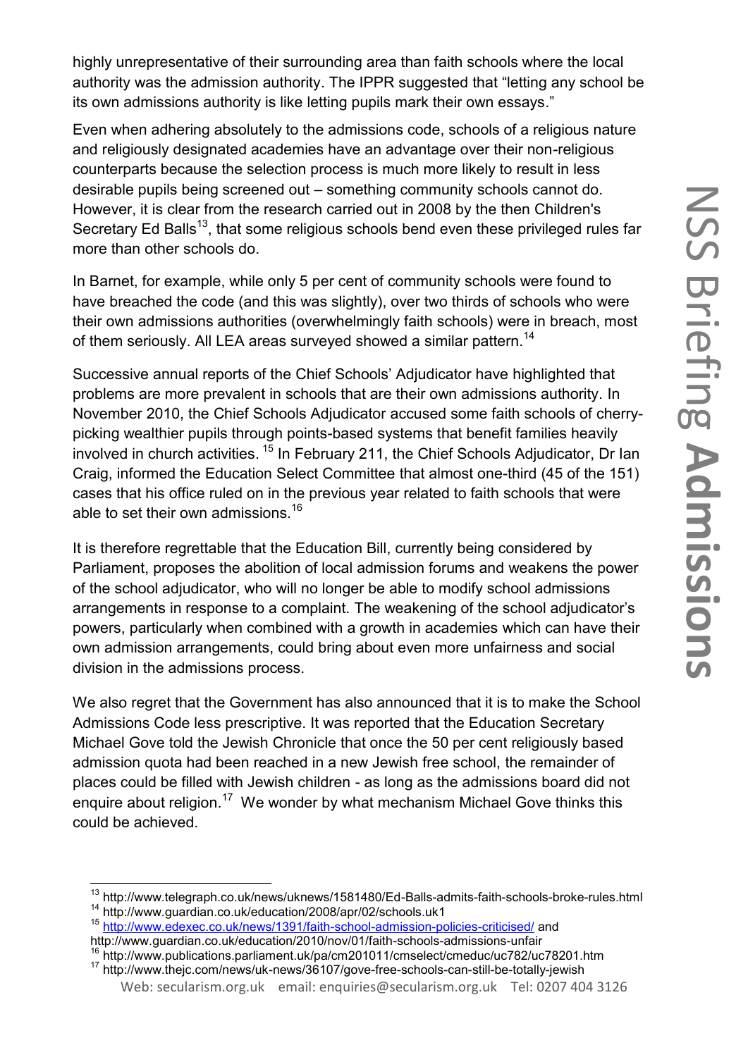highly unrepresentative of their surrounding area than faith schools where the local authority was the admission authority. The IPPR suggested that "letting any school be its own admissions authority is like letting pupils mark their own essays."

Even when adhering absolutely to the admissions code, schools of a religious nature and religiously designated academies have an advantage over their non-religious counterparts because the selection process is much more likely to result in less desirable pupils being screened out – something community schools cannot do. However, it is clear from the research carried out in 2008 by the then Children's Secretary Ed Balls[13], that some religious schools bend even these privileged rules far more than other schools do.

In Barnet, for example, while only 5 per cent of community schools were found to have breached the code (and this was slightly), over two thirds of schools who were their own admissions authorities (overwhelmingly faith schools) were in breach, most of them seriously. All LEA areas surveyed showed a similar pattern.[14]

Successive annual reports of the Chief Schools' Adjudicator have highlighted that problems are more prevalent in schools that are their own admissions authority. In November 2010, the Chief Schools Adjudicator accused some faith schools of cherry-picking wealthier pupils through points-based systems that benefit families heavily involved in church activities. [15] In February 211, the Chief Schools Adjudicator, Dr Ian Craig, informed the Education Select Committee that almost one-third (45 of the 151) cases that his office ruled on in the previous year related to faith schools that were able to set their own admissions.[16]

It is therefore regrettable that the Education Bill, currently being considered by Parliament, proposes the abolition of local admission forums and weakens the power of the school adjudicator, who will no longer be able to modify school admissions arrangements in response to a complaint. The weakening of the school adjudicator's powers, particularly when combined with a growth in academies which can have their own admission arrangements, could bring about even more unfairness and social division in the admissions process.

We also regret that the Government has also announced that it is to make the School Admissions Code less prescriptive. It was reported that the Education Secretary Michael Gove told the Jewish Chronicle that once the 50 per cent religiously based admission quota had been reached in a new Jewish free school, the remainder of places could be filled with Jewish children - as long as the admissions board did not enquire about religion.[17] We wonder by what mechanism Michael Gove thinks this could be achieved.

---

[13] http://www.telegraph.co.uk/news/uknews/1581480/Ed-Balls-admits-faith-schools-broke-rules.html

[14] http://www.guardian.co.uk/education/2008/apr/02/schools.uk1

[15] http://www.edexec.co.uk/news/1391/faith-school-admission-policies-criticised/ and http://www.guardian.co.uk/education/2010/nov/01/faith-schools-admissions-unfair

[16] http://www.publications.parliament.uk/pa/cm201011/cmselect/cmeduc/uc782/uc78201.htm

[17] http://www.thejc.com/news/uk-news/36107/gove-free-schools-can-still-be-totally-jewish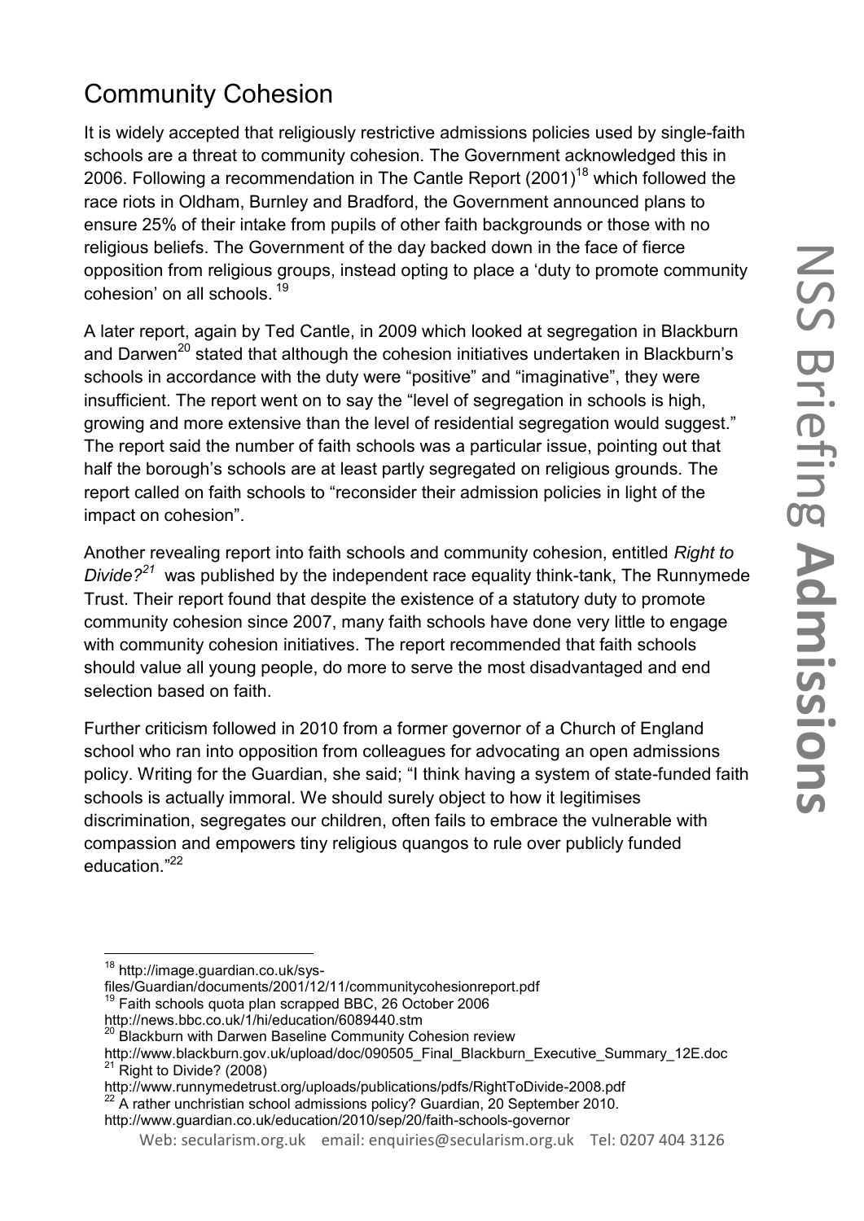## Community Cohesion

It is widely accepted that religiously restrictive admissions policies used by single-faith schools are a threat to community cohesion. The Government acknowledged this in 2006. Following a recommendation in The Cantle Report (2001)[18] which followed the race riots in Oldham, Burnley and Bradford, the Government announced plans to ensure 25% of their intake from pupils of other faith backgrounds or those with no religious beliefs. The Government of the day backed down in the face of fierce opposition from religious groups, instead opting to place a 'duty to promote community cohesion' on all schools. [19]

A later report, again by Ted Cantle, in 2009 which looked at segregation in Blackburn and Darwen[20] stated that although the cohesion initiatives undertaken in Blackburn's schools in accordance with the duty were "positive" and "imaginative", they were insufficient. The report went on to say the "level of segregation in schools is high, growing and more extensive than the level of residential segregation would suggest." The report said the number of faith schools was a particular issue, pointing out that half the borough's schools are at least partly segregated on religious grounds. The report called on faith schools to "reconsider their admission policies in light of the impact on cohesion".

Another revealing report into faith schools and community cohesion, entitled *Right to Divide?*[21] was published by the independent race equality think-tank, The Runnymede Trust. Their report found that despite the existence of a statutory duty to promote community cohesion since 2007, many faith schools have done very little to engage with community cohesion initiatives. The report recommended that faith schools should value all young people, do more to serve the most disadvantaged and end selection based on faith.

Further criticism followed in 2010 from a former governor of a Church of England school who ran into opposition from colleagues for advocating an open admissions policy. Writing for the Guardian, she said; "I think having a system of state-funded faith schools is actually immoral. We should surely object to how it legitimises discrimination, segregates our children, often fails to embrace the vulnerable with compassion and empowers tiny religious quangos to rule over publicly funded education."[22]

---

[18] http://image.guardian.co.uk/sys-files/Guardian/documents/2001/12/11/communitycohesionreport.pdf

[19] Faith schools quota plan scrapped BBC, 26 October 2006 http://news.bbc.co.uk/1/hi/education/6089440.stm

[20] Blackburn with Darwen Baseline Community Cohesion review http://www.blackburn.gov.uk/upload/doc/090505_Final_Blackburn_Executive_Summary_12E.doc

[21] Right to Divide? (2008) http://www.runnymedetrust.org/uploads/publications/pdfs/RightToDivide-2008.pdf

[22] A rather unchristian school admissions policy? Guardian, 20 September 2010. http://www.guardian.co.uk/education/2010/sep/20/faith-schools-governor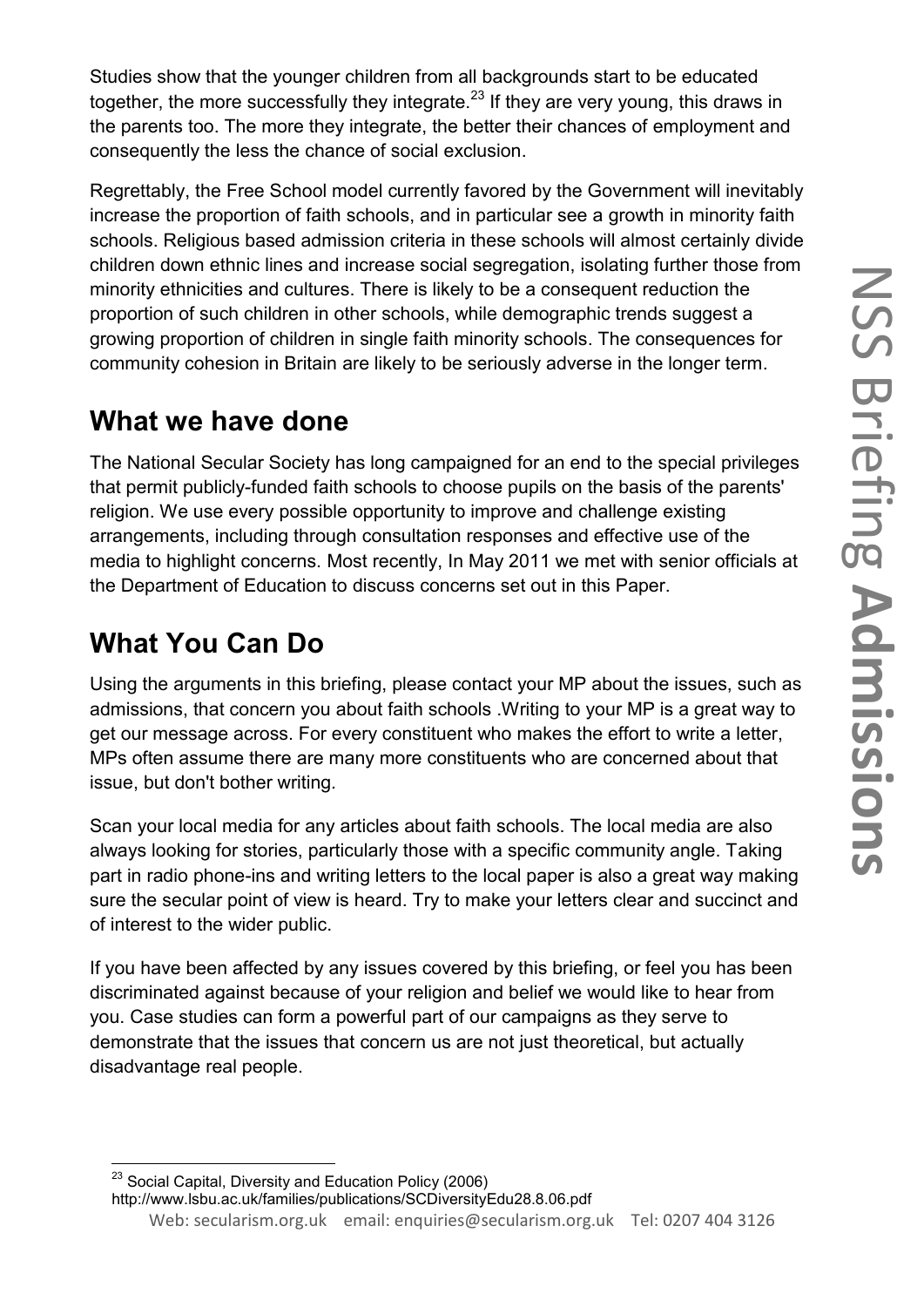Studies show that the younger children from all backgrounds start to be educated together, the more successfully they integrate.[23] If they are very young, this draws in the parents too. The more they integrate, the better their chances of employment and consequently the less the chance of social exclusion.

Regrettably, the Free School model currently favored by the Government will inevitably increase the proportion of faith schools, and in particular see a growth in minority faith schools. Religious based admission criteria in these schools will almost certainly divide children down ethnic lines and increase social segregation, isolating further those from minority ethnicities and cultures. There is likely to be a consequent reduction the proportion of such children in other schools, while demographic trends suggest a growing proportion of children in single faith minority schools. The consequences for community cohesion in Britain are likely to be seriously adverse in the longer term.

## What we have done

The National Secular Society has long campaigned for an end to the special privileges that permit publicly-funded faith schools to choose pupils on the basis of the parents' religion. We use every possible opportunity to improve and challenge existing arrangements, including through consultation responses and effective use of the media to highlight concerns. Most recently, In May 2011 we met with senior officials at the Department of Education to discuss concerns set out in this Paper.

## What You Can Do

Using the arguments in this briefing, please contact your MP about the issues, such as admissions, that concern you about faith schools .Writing to your MP is a great way to get our message across. For every constituent who makes the effort to write a letter, MPs often assume there are many more constituents who are concerned about that issue, but don't bother writing.

Scan your local media for any articles about faith schools. The local media are also always looking for stories, particularly those with a specific community angle. Taking part in radio phone-ins and writing letters to the local paper is also a great way making sure the secular point of view is heard. Try to make your letters clear and succinct and of interest to the wider public.

If you have been affected by any issues covered by this briefing, or feel you has been discriminated against because of your religion and belief we would like to hear from you. Case studies can form a powerful part of our campaigns as they serve to demonstrate that the issues that concern us are not just theoretical, but actually disadvantage real people.

---

[23] Social Capital, Diversity and Education Policy (2006) http://www.lsbu.ac.uk/families/publications/SCDiversityEdu28.8.06.pdf